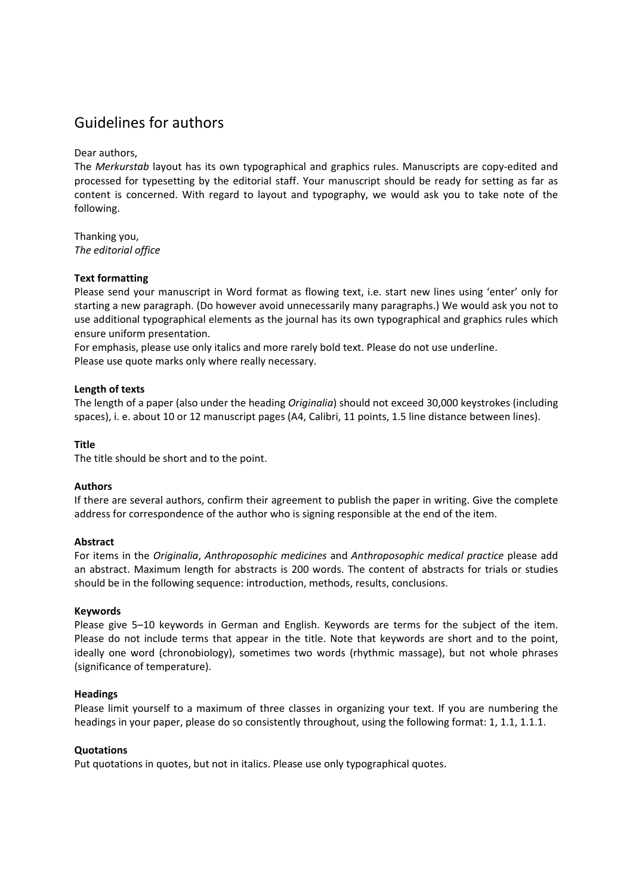# Guidelines for authors

Dear authors,
The *Merkurstab* layout has its own typographical and graphics rules. Manuscripts are copy-edited and processed for typesetting by the editorial staff. Your manuscript should be ready for setting as far as content is concerned. With regard to layout and typography, we would ask you to take note of the following.

Thanking you,
*The editorial office*

**Text formatting**
Please send your manuscript in Word format as flowing text, i.e. start new lines using 'enter' only for starting a new paragraph. (Do however avoid unnecessarily many paragraphs.) We would ask you not to use additional typographical elements as the journal has its own typographical and graphics rules which ensure uniform presentation.
For emphasis, please use only italics and more rarely bold text. Please do not use underline.
Please use quote marks only where really necessary.

**Length of texts**
The length of a paper (also under the heading *Originalia*) should not exceed 30,000 keystrokes (including spaces), i. e. about 10 or 12 manuscript pages (A4, Calibri, 11 points, 1.5 line distance between lines).

**Title**
The title should be short and to the point.

**Authors**
If there are several authors, confirm their agreement to publish the paper in writing. Give the complete address for correspondence of the author who is signing responsible at the end of the item.

**Abstract**
For items in the *Originalia*, *Anthroposophic medicines* and *Anthroposophic medical practice* please add an abstract. Maximum length for abstracts is 200 words. The content of abstracts for trials or studies should be in the following sequence: introduction, methods, results, conclusions.

**Keywords**
Please give 5–10 keywords in German and English. Keywords are terms for the subject of the item. Please do not include terms that appear in the title. Note that keywords are short and to the point, ideally one word (chronobiology), sometimes two words (rhythmic massage), but not whole phrases (significance of temperature).

**Headings**
Please limit yourself to a maximum of three classes in organizing your text. If you are numbering the headings in your paper, please do so consistently throughout, using the following format: 1, 1.1, 1.1.1.

**Quotations**
Put quotations in quotes, but not in italics. Please use only typographical quotes.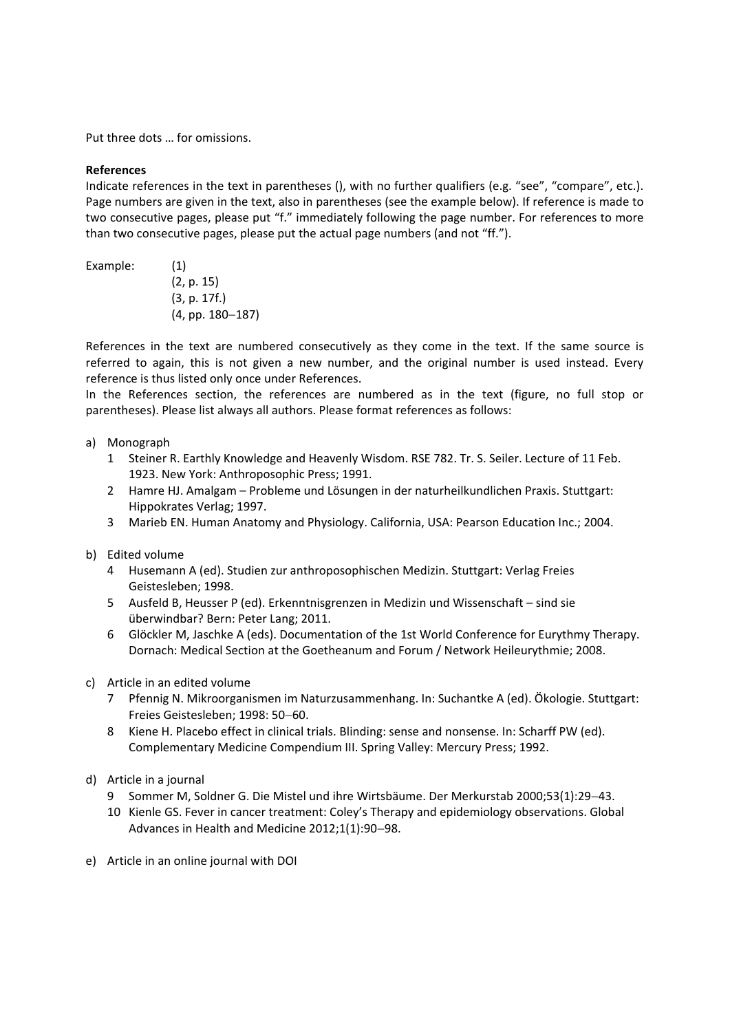Put three dots … for omissions.

**References**

Indicate references in the text in parentheses (), with no further qualifiers (e.g. "see", "compare", etc.). Page numbers are given in the text, also in parentheses (see the example below). If reference is made to two consecutive pages, please put "f." immediately following the page number. For references to more than two consecutive pages, please put the actual page numbers (and not "ff.").

Example:
(1)
(2, p. 15)
(3, p. 17f.)
(4, pp. 180–187)

References in the text are numbered consecutively as they come in the text. If the same source is referred to again, this is not given a new number, and the original number is used instead. Every reference is thus listed only once under References.

In the References section, the references are numbered as in the text (figure, no full stop or parentheses). Please list always all authors. Please format references as follows:

a) Monograph
   1 Steiner R. Earthly Knowledge and Heavenly Wisdom. RSE 782. Tr. S. Seiler. Lecture of 11 Feb. 1923. New York: Anthroposophic Press; 1991.
   2 Hamre HJ. Amalgam – Probleme und Lösungen in der naturheilkundlichen Praxis. Stuttgart: Hippokrates Verlag; 1997.
   3 Marieb EN. Human Anatomy and Physiology. California, USA: Pearson Education Inc.; 2004.

b) Edited volume
   4 Husemann A (ed). Studien zur anthroposophischen Medizin. Stuttgart: Verlag Freies Geistesleben; 1998.
   5 Ausfeld B, Heusser P (ed). Erkenntnisgrenzen in Medizin und Wissenschaft – sind sie überwindbar? Bern: Peter Lang; 2011.
   6 Glöckler M, Jaschke A (eds). Documentation of the 1st World Conference for Eurythmy Therapy. Dornach: Medical Section at the Goetheanum and Forum / Network Heileurythmie; 2008.

c) Article in an edited volume
   7 Pfennig N. Mikroorganismen im Naturzusammenhang. In: Suchantke A (ed). Ökologie. Stuttgart: Freies Geistesleben; 1998: 50–60.
   8 Kiene H. Placebo effect in clinical trials. Blinding: sense and nonsense. In: Scharff PW (ed). Complementary Medicine Compendium III. Spring Valley: Mercury Press; 1992.

d) Article in a journal
   9 Sommer M, Soldner G. Die Mistel und ihre Wirtsbäume. Der Merkurstab 2000;53(1):29–43.
   10 Kienle GS. Fever in cancer treatment: Coley's Therapy and epidemiology observations. Global Advances in Health and Medicine 2012;1(1):90–98.

e) Article in an online journal with DOI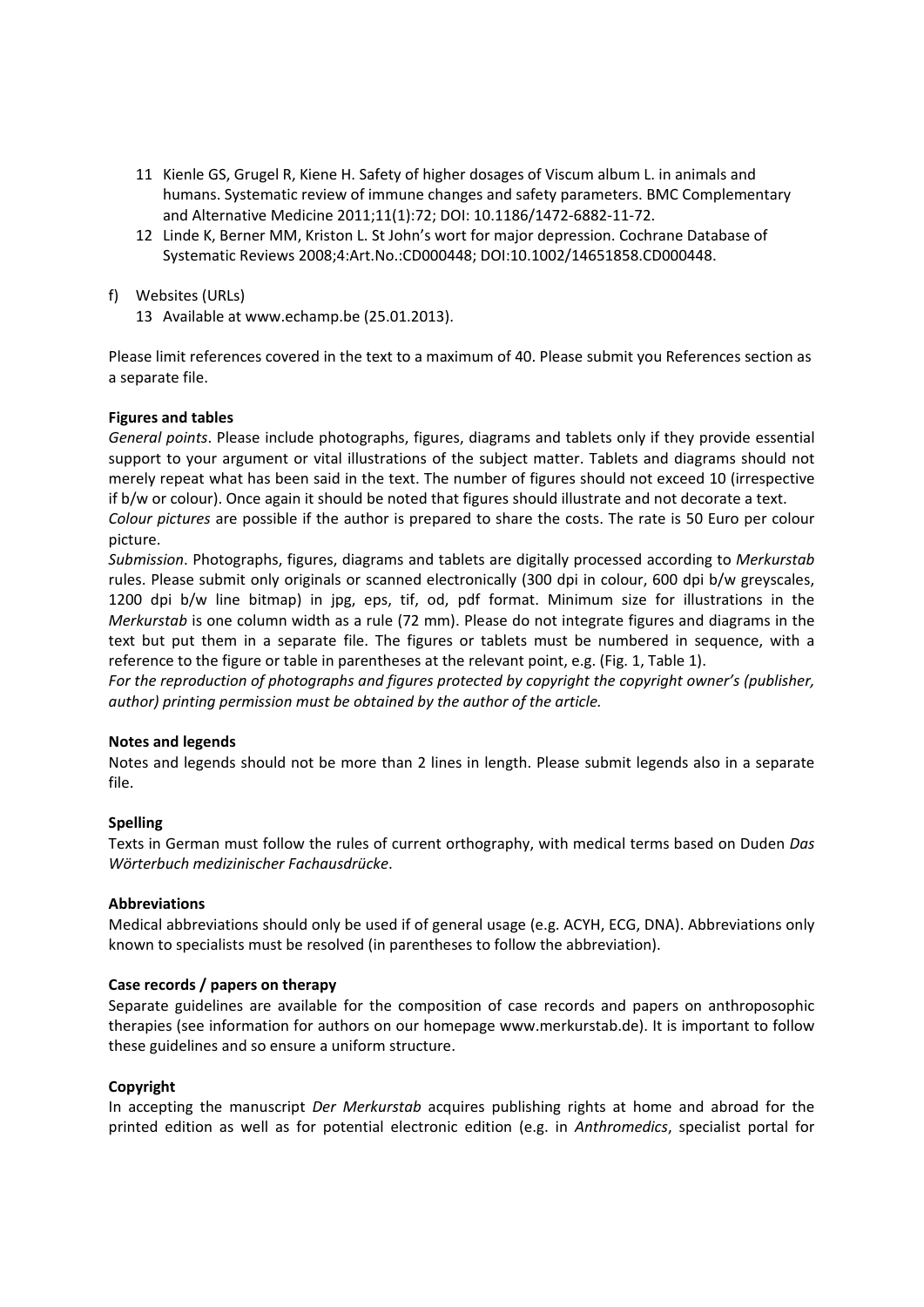11 Kienle GS, Grugel R, Kiene H. Safety of higher dosages of Viscum album L. in animals and humans. Systematic review of immune changes and safety parameters. BMC Complementary and Alternative Medicine 2011;11(1):72; DOI: 10.1186/1472-6882-11-72.

12 Linde K, Berner MM, Kriston L. St John's wort for major depression. Cochrane Database of Systematic Reviews 2008;4:Art.No.:CD000448; DOI:10.1002/14651858.CD000448.

f) Websites (URLs)

13 Available at www.echamp.be (25.01.2013).

Please limit references covered in the text to a maximum of 40. Please submit you References section as a separate file.

**Figures and tables**

*General points*. Please include photographs, figures, diagrams and tablets only if they provide essential support to your argument or vital illustrations of the subject matter. Tablets and diagrams should not merely repeat what has been said in the text. The number of figures should not exceed 10 (irrespective if b/w or colour). Once again it should be noted that figures should illustrate and not decorate a text.

*Colour pictures* are possible if the author is prepared to share the costs. The rate is 50 Euro per colour picture.

*Submission*. Photographs, figures, diagrams and tablets are digitally processed according to *Merkurstab* rules. Please submit only originals or scanned electronically (300 dpi in colour, 600 dpi b/w greyscales, 1200 dpi b/w line bitmap) in jpg, eps, tif, od, pdf format. Minimum size for illustrations in the *Merkurstab* is one column width as a rule (72 mm). Please do not integrate figures and diagrams in the text but put them in a separate file. The figures or tablets must be numbered in sequence, with a reference to the figure or table in parentheses at the relevant point, e.g. (Fig. 1, Table 1).

*For the reproduction of photographs and figures protected by copyright the copyright owner's (publisher, author) printing permission must be obtained by the author of the article.*

**Notes and legends**

Notes and legends should not be more than 2 lines in length. Please submit legends also in a separate file.

**Spelling**

Texts in German must follow the rules of current orthography, with medical terms based on Duden *Das Wörterbuch medizinischer Fachausdrücke*.

**Abbreviations**

Medical abbreviations should only be used if of general usage (e.g. ACYH, ECG, DNA). Abbreviations only known to specialists must be resolved (in parentheses to follow the abbreviation).

**Case records / papers on therapy**

Separate guidelines are available for the composition of case records and papers on anthroposophic therapies (see information for authors on our homepage www.merkurstab.de). It is important to follow these guidelines and so ensure a uniform structure.

**Copyright**

In accepting the manuscript *Der Merkurstab* acquires publishing rights at home and abroad for the printed edition as well as for potential electronic edition (e.g. in *Anthromedics*, specialist portal for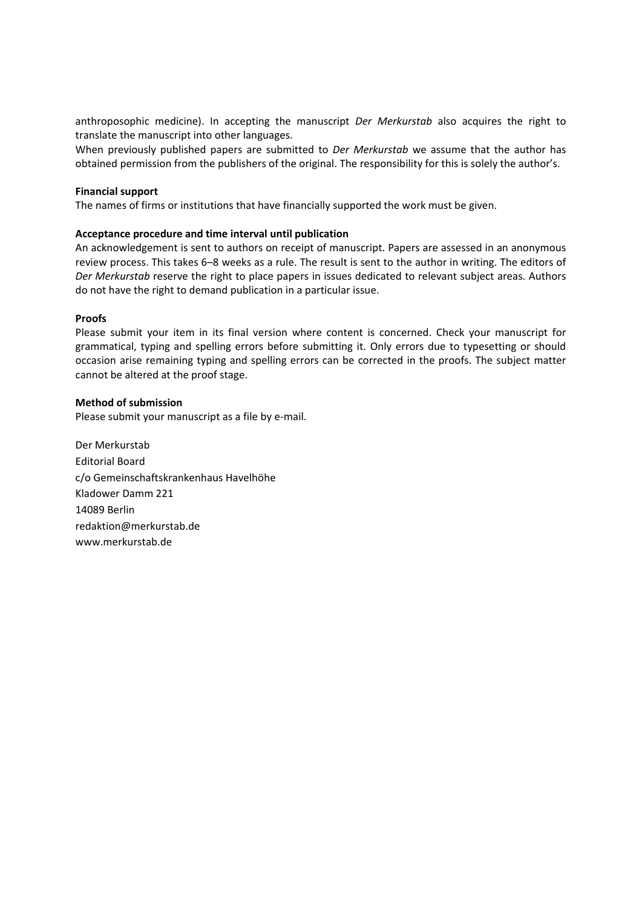anthroposophic medicine). In accepting the manuscript *Der Merkurstab* also acquires the right to translate the manuscript into other languages.
When previously published papers are submitted to *Der Merkurstab* we assume that the author has obtained permission from the publishers of the original. The responsibility for this is solely the author's.

**Financial support**
The names of firms or institutions that have financially supported the work must be given.

**Acceptance procedure and time interval until publication**
An acknowledgement is sent to authors on receipt of manuscript. Papers are assessed in an anonymous review process. This takes 6–8 weeks as a rule. The result is sent to the author in writing. The editors of *Der Merkurstab* reserve the right to place papers in issues dedicated to relevant subject areas. Authors do not have the right to demand publication in a particular issue.

**Proofs**
Please submit your item in its final version where content is concerned. Check your manuscript for grammatical, typing and spelling errors before submitting it. Only errors due to typesetting or should occasion arise remaining typing and spelling errors can be corrected in the proofs. The subject matter cannot be altered at the proof stage.

**Method of submission**
Please submit your manuscript as a file by e-mail.

Der Merkurstab
Editorial Board
c/o Gemeinschaftskrankenhaus Havelhöhe
Kladower Damm 221
14089 Berlin
redaktion@merkurstab.de
www.merkurstab.de